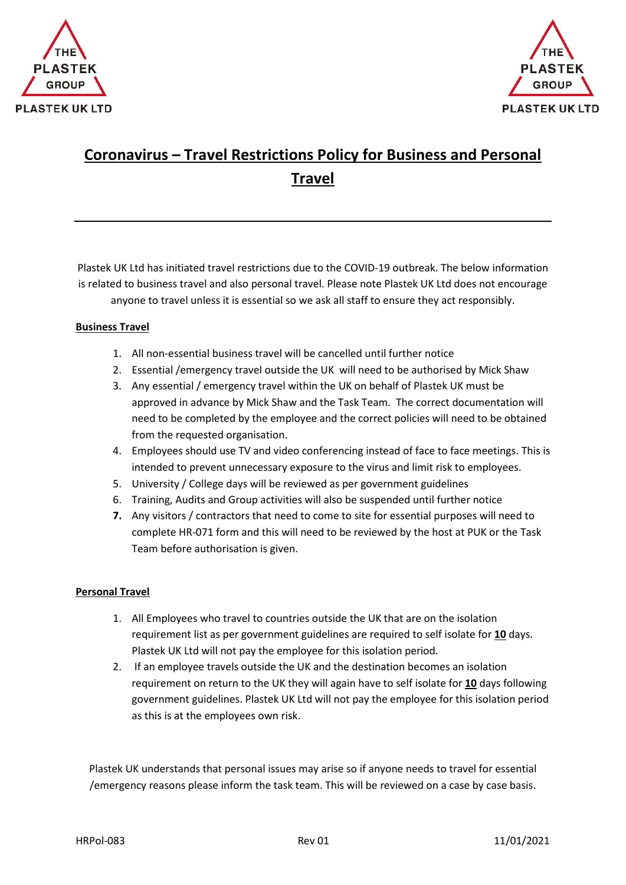THE PLASTEK GROUP

PLASTEK UK LTD

# Coronavirus – Travel Restrictions Policy for Business and Personal Travel

---

Plastek UK Ltd has initiated travel restrictions due to the COVID-19 outbreak. The below information is related to business travel and also personal travel. Please note Plastek UK Ltd does not encourage anyone to travel unless it is essential so we ask all staff to ensure they act responsibly.

## Business Travel

1. All non-essential business travel will be cancelled until further notice
2. Essential /emergency travel outside the UK will need to be authorised by Mick Shaw
3. Any essential / emergency travel within the UK on behalf of Plastek UK must be approved in advance by Mick Shaw and the Task Team. The correct documentation will need to be completed by the employee and the correct policies will need to be obtained from the requested organisation.
4. Employees should use TV and video conferencing instead of face to face meetings. This is intended to prevent unnecessary exposure to the virus and limit risk to employees.
5. University / College days will be reviewed as per government guidelines
6. Training, Audits and Group activities will also be suspended until further notice
7. Any visitors / contractors that need to come to site for essential purposes will need to complete HR-071 form and this will need to be reviewed by the host at PUK or the Task Team before authorisation is given.

## Personal Travel

1. All Employees who travel to countries outside the UK that are on the isolation requirement list as per government guidelines are required to self isolate for **10** days. Plastek UK Ltd will not pay the employee for this isolation period.
2. If an employee travels outside the UK and the destination becomes an isolation requirement on return to the UK they will again have to self isolate for **10** days following government guidelines. Plastek UK Ltd will not pay the employee for this isolation period as this is at the employees own risk.

Plastek UK understands that personal issues may arise so if anyone needs to travel for essential /emergency reasons please inform the task team. This will be reviewed on a case by case basis.

HRPol-083 | Rev 01 | 11/01/2021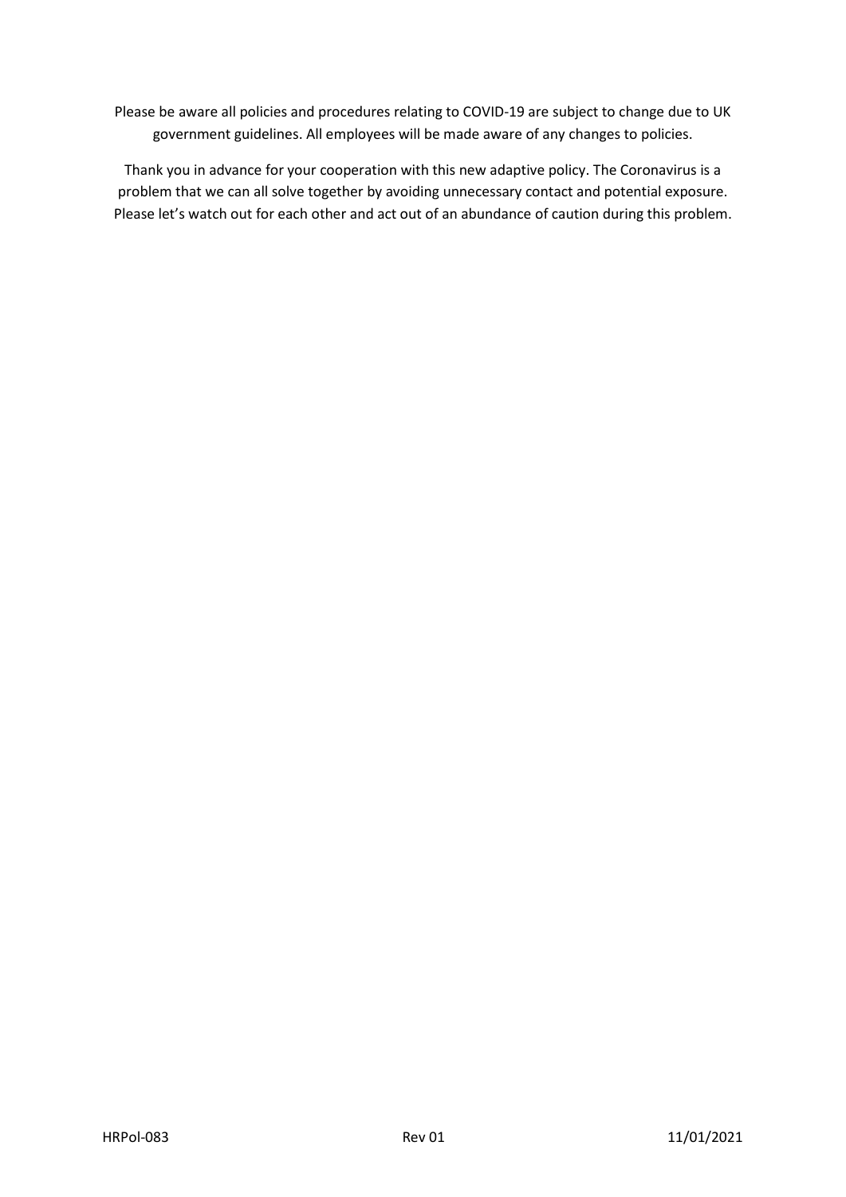Please be aware all policies and procedures relating to COVID-19 are subject to change due to UK government guidelines. All employees will be made aware of any changes to policies.

Thank you in advance for your cooperation with this new adaptive policy. The Coronavirus is a problem that we can all solve together by avoiding unnecessary contact and potential exposure. Please let's watch out for each other and act out of an abundance of caution during this problem.